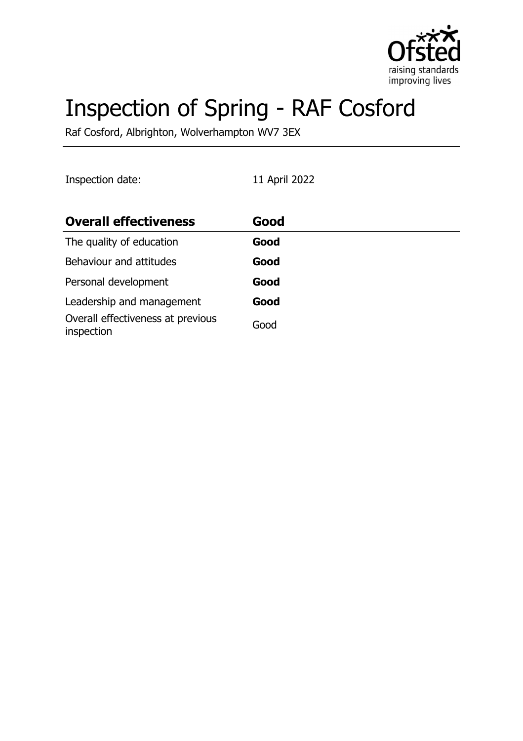# Inspection of Spring - RAF Cosford

Raf Cosford, Albrighton, Wolverhampton WV7 3EX

Inspection date: 11 April 2022

| Overall effectiveness | Good |
| --- | --- |
| The quality of education | **Good** |
| Behaviour and attitudes | **Good** |
| Personal development | **Good** |
| Leadership and management | **Good** |
| Overall effectiveness at previous inspection | Good |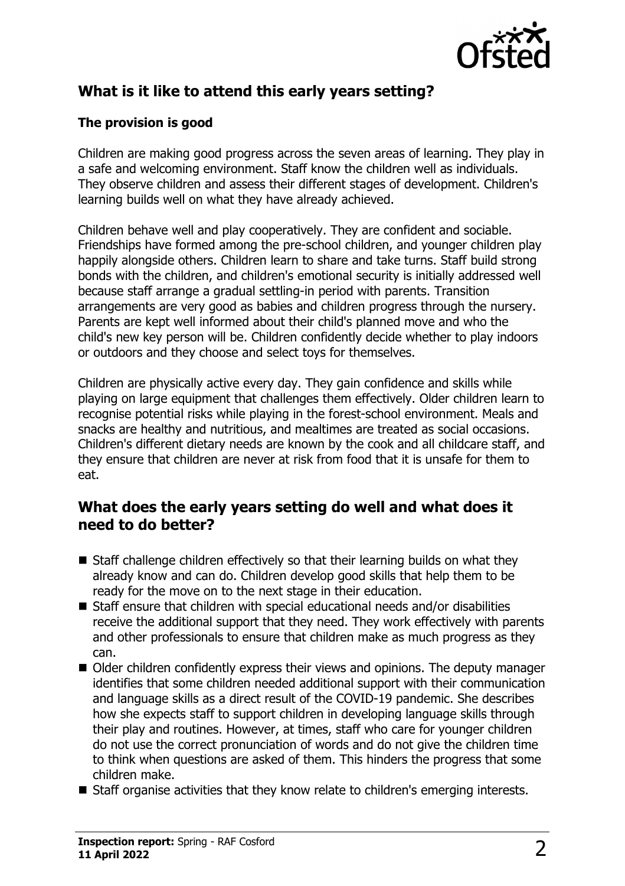## What is it like to attend this early years setting?

### The provision is good

Children are making good progress across the seven areas of learning. They play in a safe and welcoming environment. Staff know the children well as individuals. They observe children and assess their different stages of development. Children's learning builds well on what they have already achieved.

Children behave well and play cooperatively. They are confident and sociable. Friendships have formed among the pre-school children, and younger children play happily alongside others. Children learn to share and take turns. Staff build strong bonds with the children, and children's emotional security is initially addressed well because staff arrange a gradual settling-in period with parents. Transition arrangements are very good as babies and children progress through the nursery. Parents are kept well informed about their child's planned move and who the child's new key person will be. Children confidently decide whether to play indoors or outdoors and they choose and select toys for themselves.

Children are physically active every day. They gain confidence and skills while playing on large equipment that challenges them effectively. Older children learn to recognise potential risks while playing in the forest-school environment. Meals and snacks are healthy and nutritious, and mealtimes are treated as social occasions. Children's different dietary needs are known by the cook and all childcare staff, and they ensure that children are never at risk from food that it is unsafe for them to eat.

## What does the early years setting do well and what does it need to do better?

- Staff challenge children effectively so that their learning builds on what they already know and can do. Children develop good skills that help them to be ready for the move on to the next stage in their education.
- Staff ensure that children with special educational needs and/or disabilities receive the additional support that they need. They work effectively with parents and other professionals to ensure that children make as much progress as they can.
- Older children confidently express their views and opinions. The deputy manager identifies that some children needed additional support with their communication and language skills as a direct result of the COVID-19 pandemic. She describes how she expects staff to support children in developing language skills through their play and routines. However, at times, staff who care for younger children do not use the correct pronunciation of words and do not give the children time to think when questions are asked of them. This hinders the progress that some children make.
- Staff organise activities that they know relate to children's emerging interests.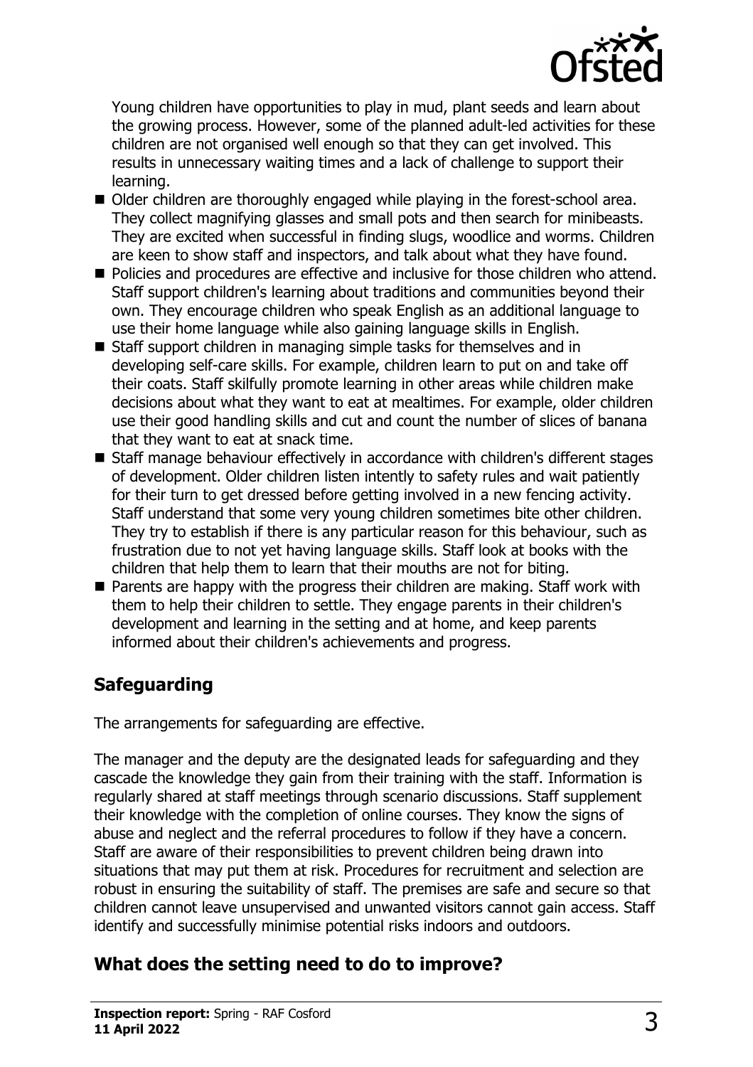Young children have opportunities to play in mud, plant seeds and learn about the growing process. However, some of the planned adult-led activities for these children are not organised well enough so that they can get involved. This results in unnecessary waiting times and a lack of challenge to support their learning.

- Older children are thoroughly engaged while playing in the forest-school area. They collect magnifying glasses and small pots and then search for minibeasts. They are excited when successful in finding slugs, woodlice and worms. Children are keen to show staff and inspectors, and talk about what they have found.
- Policies and procedures are effective and inclusive for those children who attend. Staff support children's learning about traditions and communities beyond their own. They encourage children who speak English as an additional language to use their home language while also gaining language skills in English.
- Staff support children in managing simple tasks for themselves and in developing self-care skills. For example, children learn to put on and take off their coats. Staff skilfully promote learning in other areas while children make decisions about what they want to eat at mealtimes. For example, older children use their good handling skills and cut and count the number of slices of banana that they want to eat at snack time.
- Staff manage behaviour effectively in accordance with children's different stages of development. Older children listen intently to safety rules and wait patiently for their turn to get dressed before getting involved in a new fencing activity. Staff understand that some very young children sometimes bite other children. They try to establish if there is any particular reason for this behaviour, such as frustration due to not yet having language skills. Staff look at books with the children that help them to learn that their mouths are not for biting.
- Parents are happy with the progress their children are making. Staff work with them to help their children to settle. They engage parents in their children's development and learning in the setting and at home, and keep parents informed about their children's achievements and progress.

## Safeguarding

The arrangements for safeguarding are effective.

The manager and the deputy are the designated leads for safeguarding and they cascade the knowledge they gain from their training with the staff. Information is regularly shared at staff meetings through scenario discussions. Staff supplement their knowledge with the completion of online courses. They know the signs of abuse and neglect and the referral procedures to follow if they have a concern. Staff are aware of their responsibilities to prevent children being drawn into situations that may put them at risk. Procedures for recruitment and selection are robust in ensuring the suitability of staff. The premises are safe and secure so that children cannot leave unsupervised and unwanted visitors cannot gain access. Staff identify and successfully minimise potential risks indoors and outdoors.

## What does the setting need to do to improve?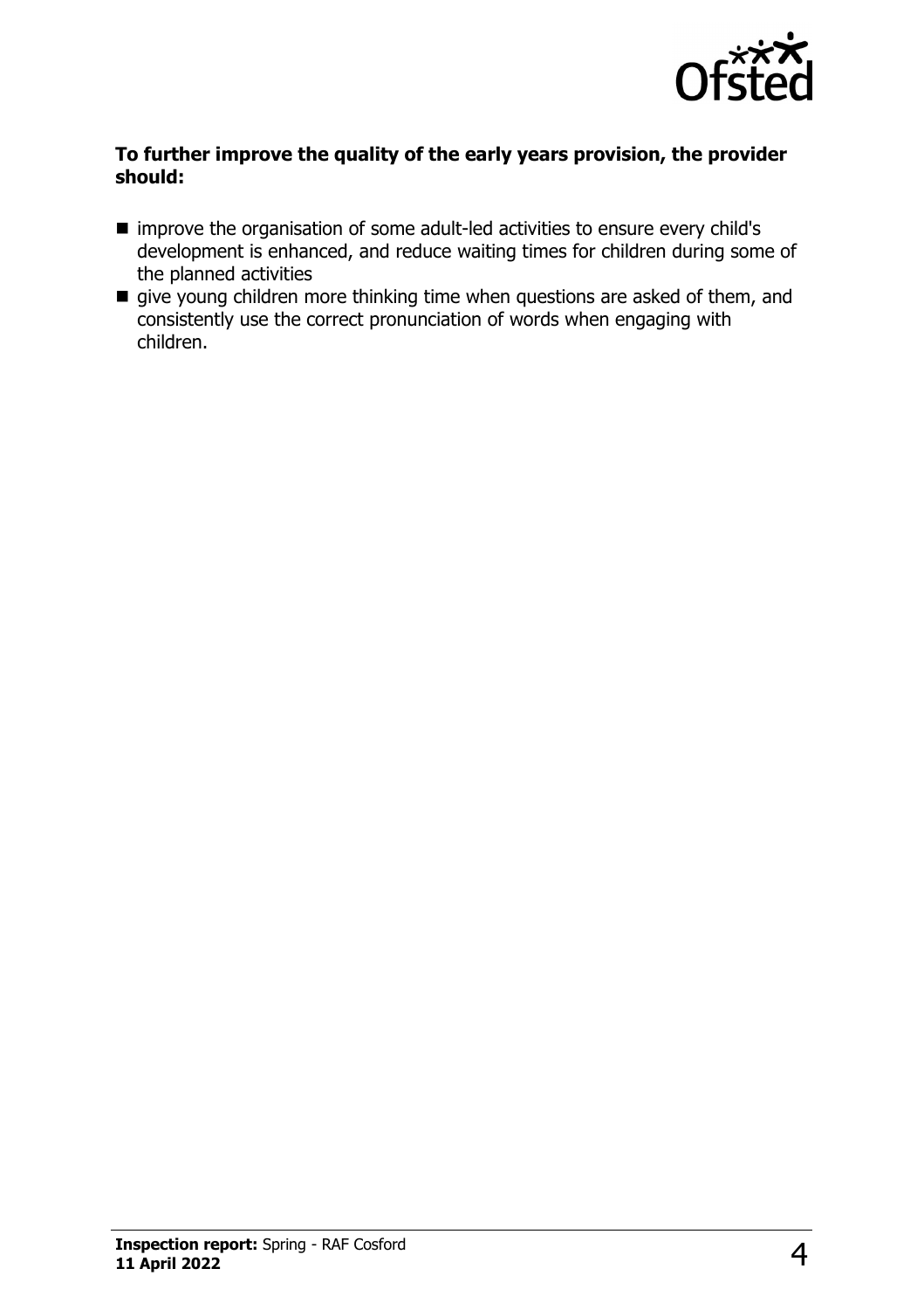**To further improve the quality of the early years provision, the provider should:**

- improve the organisation of some adult-led activities to ensure every child's development is enhanced, and reduce waiting times for children during some of the planned activities
- give young children more thinking time when questions are asked of them, and consistently use the correct pronunciation of words when engaging with children.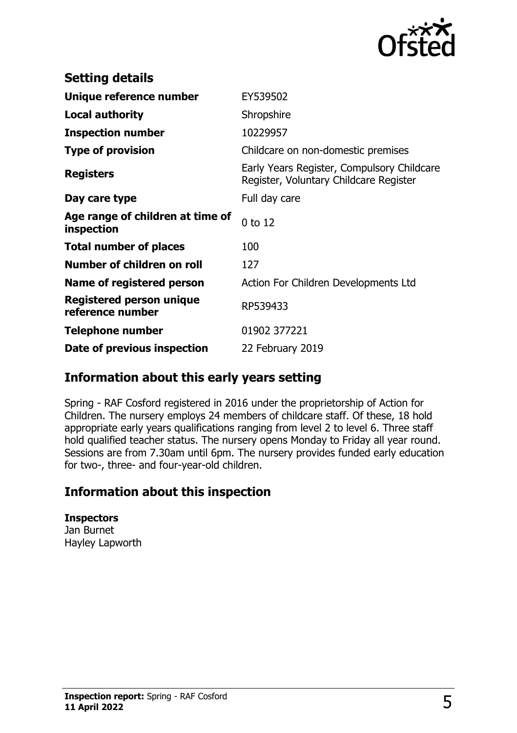## Setting details

| | |
|---|---|
| **Unique reference number** | EY539502 |
| **Local authority** | Shropshire |
| **Inspection number** | 10229957 |
| **Type of provision** | Childcare on non-domestic premises |
| **Registers** | Early Years Register, Compulsory Childcare Register, Voluntary Childcare Register |
| **Day care type** | Full day care |
| **Age range of children at time of inspection** | 0 to 12 |
| **Total number of places** | 100 |
| **Number of children on roll** | 127 |
| **Name of registered person** | Action For Children Developments Ltd |
| **Registered person unique reference number** | RP539433 |
| **Telephone number** | 01902 377221 |
| **Date of previous inspection** | 22 February 2019 |

## Information about this early years setting

Spring - RAF Cosford registered in 2016 under the proprietorship of Action for Children. The nursery employs 24 members of childcare staff. Of these, 18 hold appropriate early years qualifications ranging from level 2 to level 6. Three staff hold qualified teacher status. The nursery opens Monday to Friday all year round. Sessions are from 7.30am until 6pm. The nursery provides funded early education for two-, three- and four-year-old children.

## Information about this inspection

**Inspectors**
Jan Burnet
Hayley Lapworth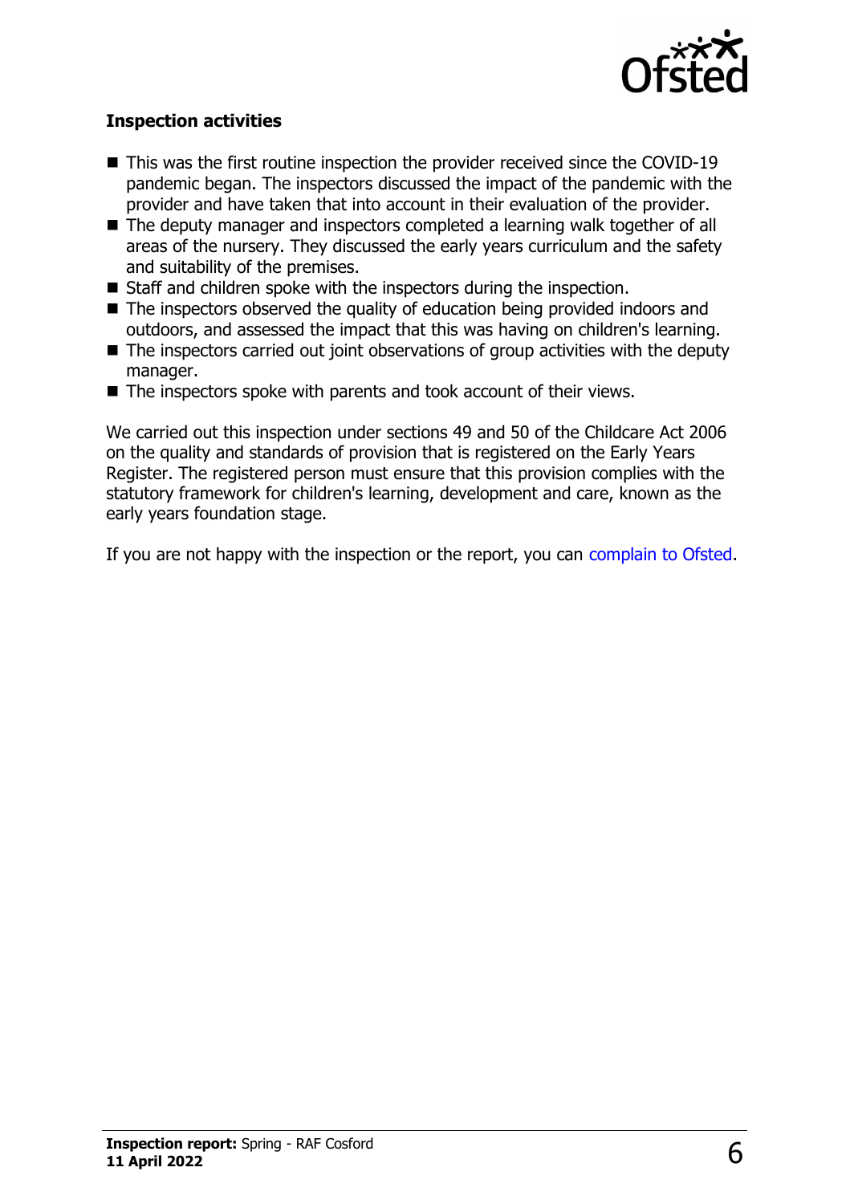### Inspection activities

- This was the first routine inspection the provider received since the COVID-19 pandemic began. The inspectors discussed the impact of the pandemic with the provider and have taken that into account in their evaluation of the provider.
- The deputy manager and inspectors completed a learning walk together of all areas of the nursery. They discussed the early years curriculum and the safety and suitability of the premises.
- Staff and children spoke with the inspectors during the inspection.
- The inspectors observed the quality of education being provided indoors and outdoors, and assessed the impact that this was having on children's learning.
- The inspectors carried out joint observations of group activities with the deputy manager.
- The inspectors spoke with parents and took account of their views.

We carried out this inspection under sections 49 and 50 of the Childcare Act 2006 on the quality and standards of provision that is registered on the Early Years Register. The registered person must ensure that this provision complies with the statutory framework for children's learning, development and care, known as the early years foundation stage.

If you are not happy with the inspection or the report, you can complain to Ofsted.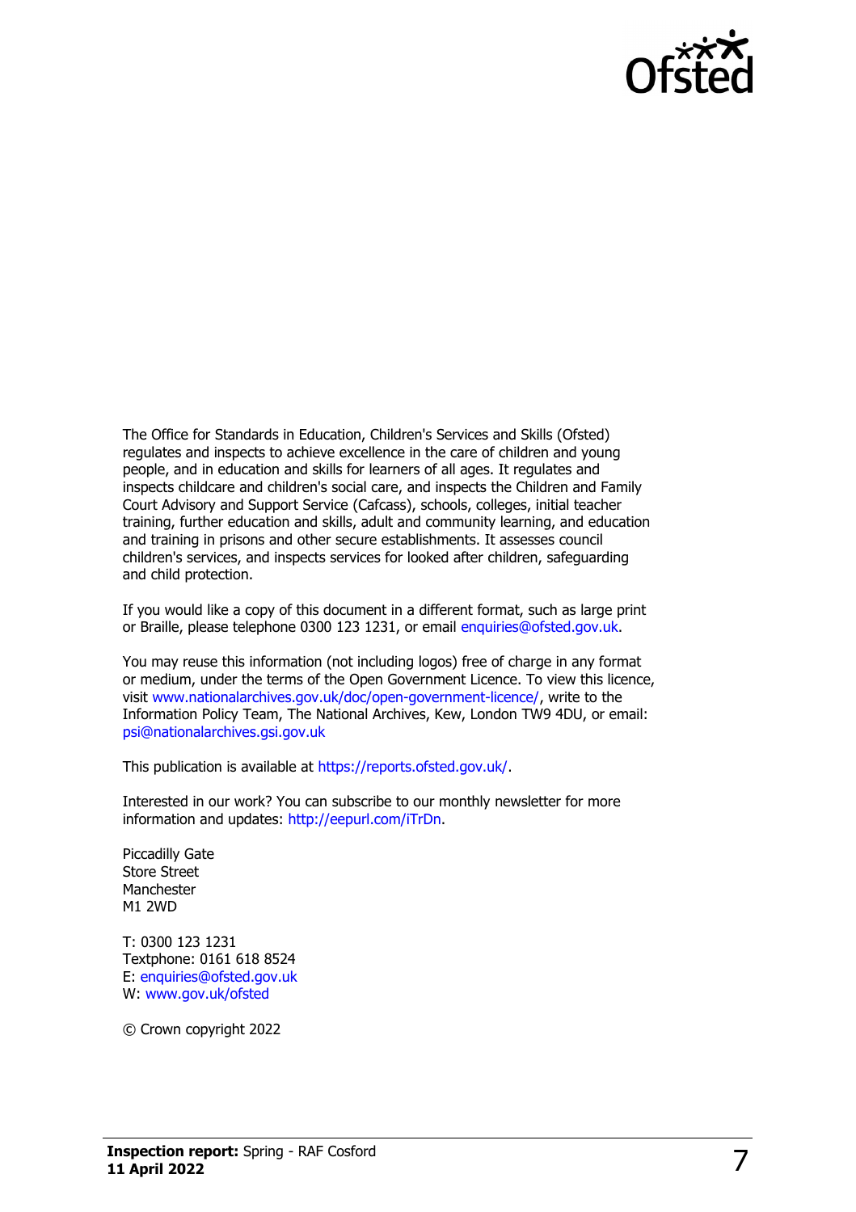The Office for Standards in Education, Children's Services and Skills (Ofsted) regulates and inspects to achieve excellence in the care of children and young people, and in education and skills for learners of all ages. It regulates and inspects childcare and children's social care, and inspects the Children and Family Court Advisory and Support Service (Cafcass), schools, colleges, initial teacher training, further education and skills, adult and community learning, and education and training in prisons and other secure establishments. It assesses council children's services, and inspects services for looked after children, safeguarding and child protection.

If you would like a copy of this document in a different format, such as large print or Braille, please telephone 0300 123 1231, or email enquiries@ofsted.gov.uk.

You may reuse this information (not including logos) free of charge in any format or medium, under the terms of the Open Government Licence. To view this licence, visit www.nationalarchives.gov.uk/doc/open-government-licence/, write to the Information Policy Team, The National Archives, Kew, London TW9 4DU, or email: psi@nationalarchives.gsi.gov.uk

This publication is available at https://reports.ofsted.gov.uk/.

Interested in our work? You can subscribe to our monthly newsletter for more information and updates: http://eepurl.com/iTrDn.

Piccadilly Gate
Store Street
Manchester
M1 2WD

T: 0300 123 1231
Textphone: 0161 618 8524
E: enquiries@ofsted.gov.uk
W: www.gov.uk/ofsted

© Crown copyright 2022